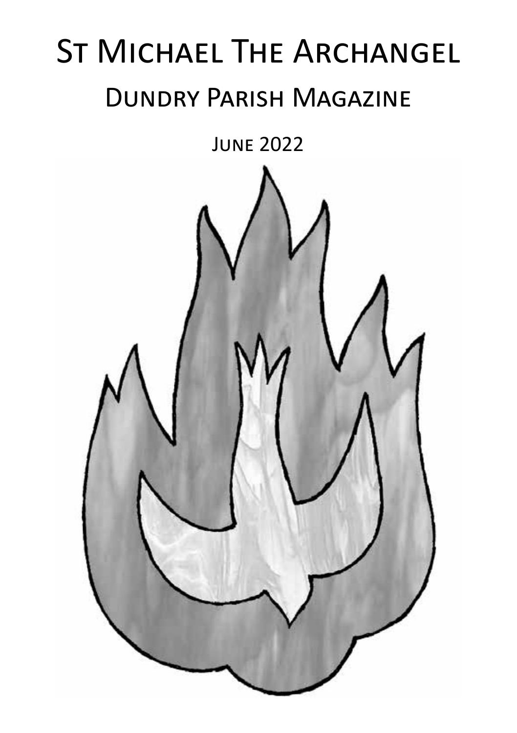# St Michael The Archangel

## Dundry Parish Magazine

June 2022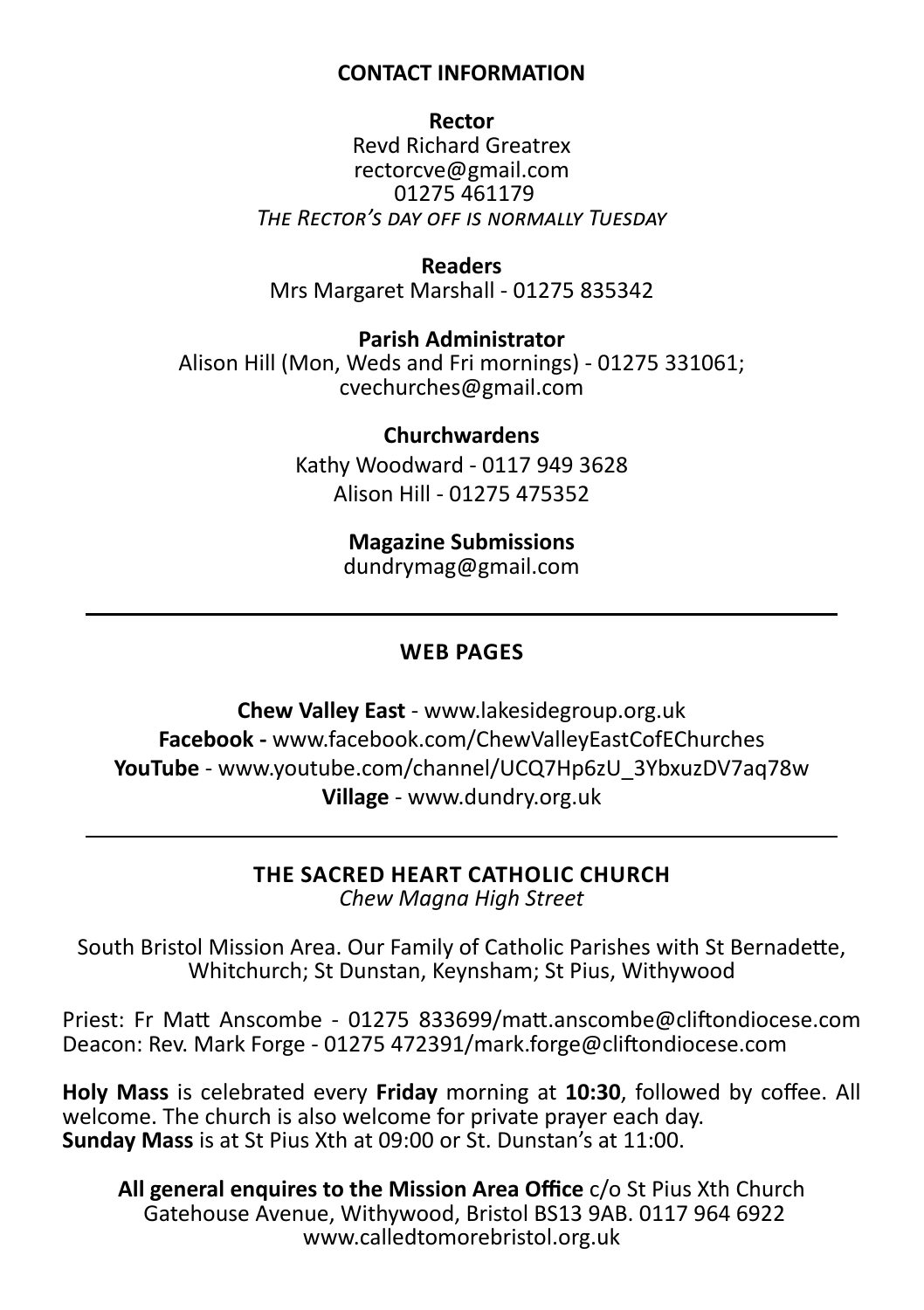## CONTACT INFORMATION

**Rector**
Revd Richard Greatrex
rectorcve@gmail.com
01275 461179
*The Rector's day off is normally Tuesday*

**Readers**
Mrs Margaret Marshall - 01275 835342

**Parish Administrator**
Alison Hill (Mon, Weds and Fri mornings) - 01275 331061;
cvechurches@gmail.com

**Churchwardens**
Kathy Woodward - 0117 949 3628
Alison Hill - 01275 475352

**Magazine Submissions**
dundrymag@gmail.com

---

## WEB PAGES

**Chew Valley East** - www.lakesidegroup.org.uk
**Facebook -** www.facebook.com/ChewValleyEastCofEChurches
**YouTube** - www.youtube.com/channel/UCQ7Hp6zU_3YbxuzDV7aq78w
**Village** - www.dundry.org.uk

---

## THE SACRED HEART CATHOLIC CHURCH

*Chew Magna High Street*

South Bristol Mission Area. Our Family of Catholic Parishes with St Bernadette, Whitchurch; St Dunstan, Keynsham; St Pius, Withywood

Priest: Fr Matt Anscombe - 01275 833699/matt.anscombe@cliftondiocese.com
Deacon: Rev. Mark Forge - 01275 472391/mark.forge@cliftondiocese.com

**Holy Mass** is celebrated every **Friday** morning at **10:30**, followed by coffee. All welcome. The church is also welcome for private prayer each day.
**Sunday Mass** is at St Pius Xth at 09:00 or St. Dunstan's at 11:00.

**All general enquires to the Mission Area Office** c/o St Pius Xth Church Gatehouse Avenue, Withywood, Bristol BS13 9AB. 0117 964 6922
www.calledtomorebristol.org.uk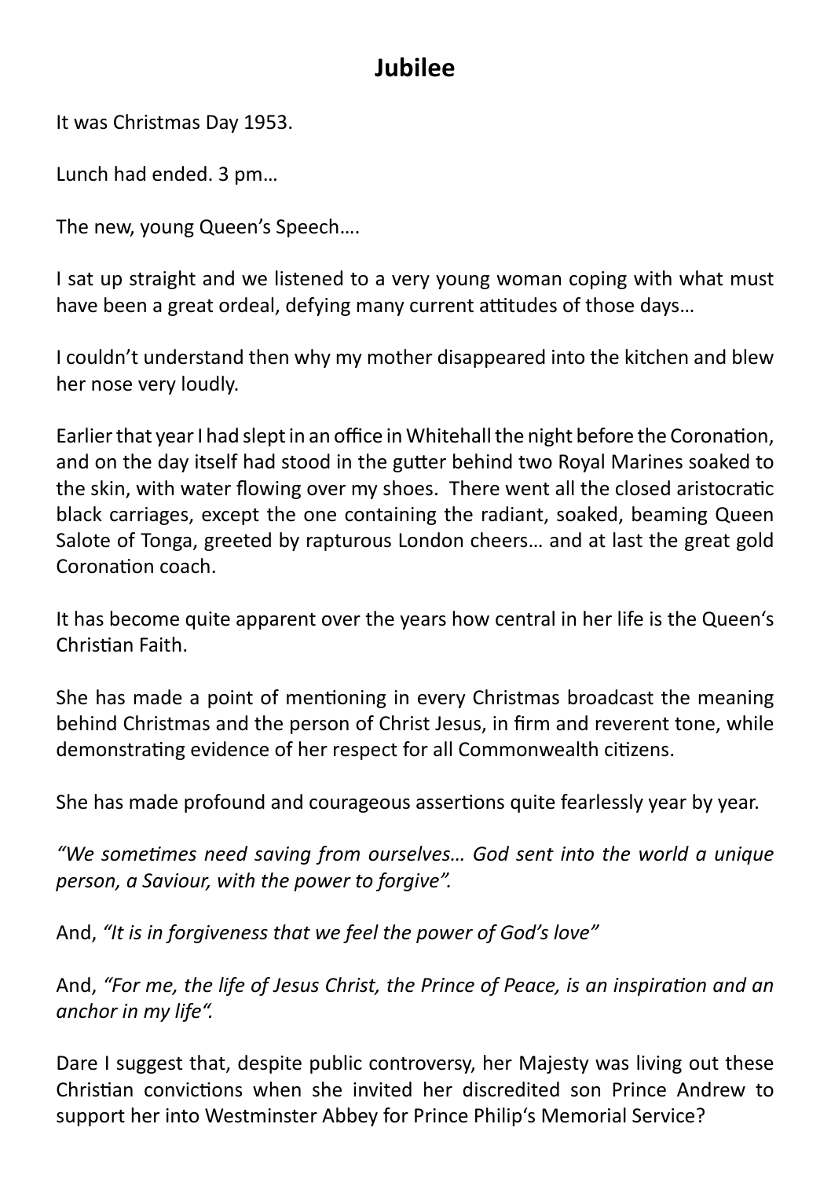## Jubilee

It was Christmas Day 1953.

Lunch had ended. 3 pm…

The new, young Queen's Speech….

I sat up straight and we listened to a very young woman coping with what must have been a great ordeal, defying many current attitudes of those days…

I couldn't understand then why my mother disappeared into the kitchen and blew her nose very loudly.

Earlier that year I had slept in an office in Whitehall the night before the Coronation, and on the day itself had stood in the gutter behind two Royal Marines soaked to the skin, with water flowing over my shoes. There went all the closed aristocratic black carriages, except the one containing the radiant, soaked, beaming Queen Salote of Tonga, greeted by rapturous London cheers… and at last the great gold Coronation coach.

It has become quite apparent over the years how central in her life is the Queen's Christian Faith.

She has made a point of mentioning in every Christmas broadcast the meaning behind Christmas and the person of Christ Jesus, in firm and reverent tone, while demonstrating evidence of her respect for all Commonwealth citizens.

She has made profound and courageous assertions quite fearlessly year by year.

*"We sometimes need saving from ourselves… God sent into the world a unique person, a Saviour, with the power to forgive".*

And, *"It is in forgiveness that we feel the power of God's love"*

And, *"For me, the life of Jesus Christ, the Prince of Peace, is an inspiration and an anchor in my life".*

Dare I suggest that, despite public controversy, her Majesty was living out these Christian convictions when she invited her discredited son Prince Andrew to support her into Westminster Abbey for Prince Philip's Memorial Service?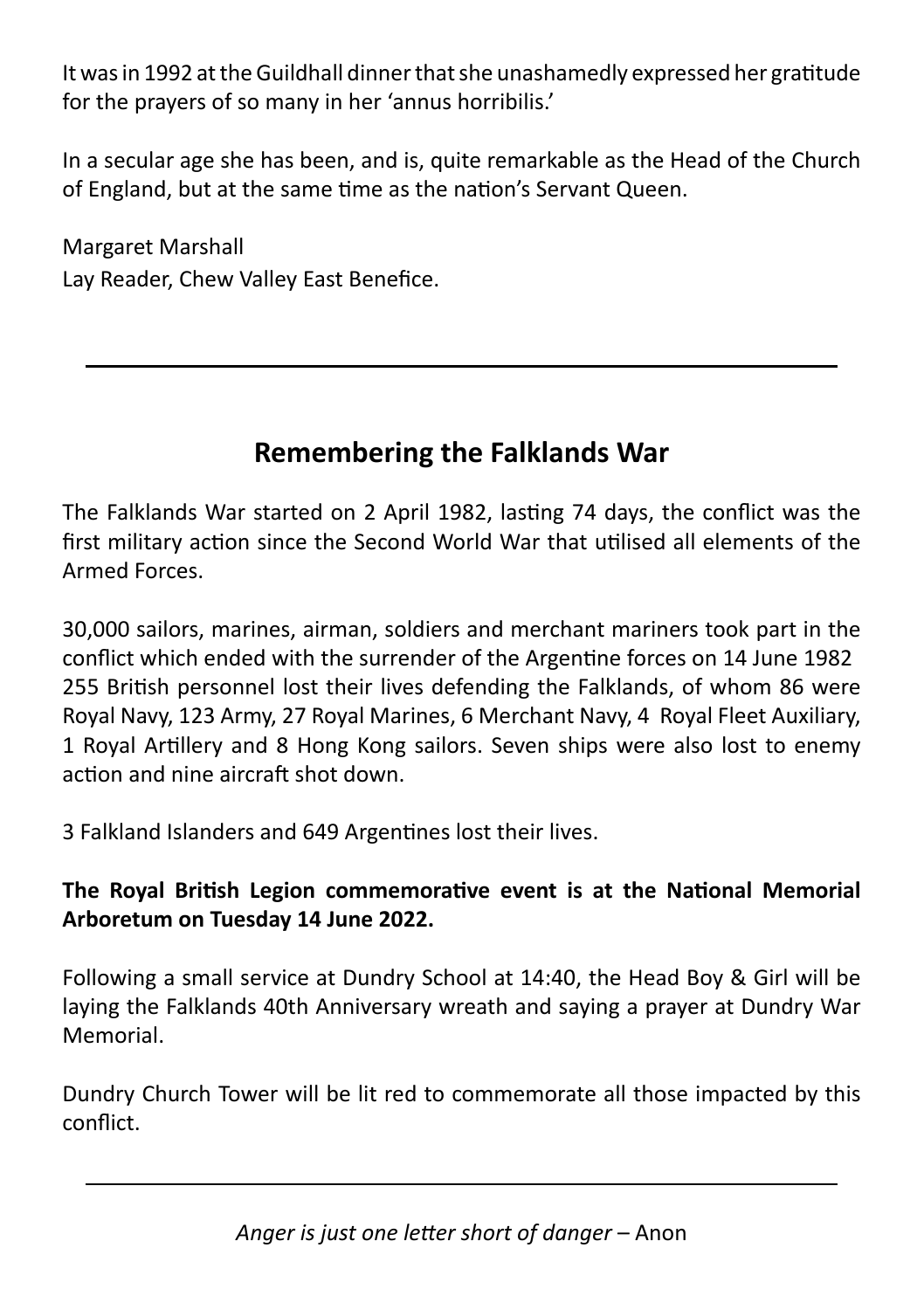It was in 1992 at the Guildhall dinner that she unashamedly expressed her gratitude for the prayers of so many in her 'annus horribilis.'

In a secular age she has been, and is, quite remarkable as the Head of the Church of England, but at the same time as the nation's Servant Queen.

Margaret Marshall
Lay Reader, Chew Valley East Benefice.

---

## Remembering the Falklands War

The Falklands War started on 2 April 1982, lasting 74 days, the conflict was the first military action since the Second World War that utilised all elements of the Armed Forces.

30,000 sailors, marines, airman, soldiers and merchant mariners took part in the conflict which ended with the surrender of the Argentine forces on 14 June 1982 255 British personnel lost their lives defending the Falklands, of whom 86 were Royal Navy, 123 Army, 27 Royal Marines, 6 Merchant Navy, 4 Royal Fleet Auxiliary, 1 Royal Artillery and 8 Hong Kong sailors. Seven ships were also lost to enemy action and nine aircraft shot down.

3 Falkland Islanders and 649 Argentines lost their lives.

**The Royal British Legion commemorative event is at the National Memorial Arboretum on Tuesday 14 June 2022.**

Following a small service at Dundry School at 14:40, the Head Boy & Girl will be laying the Falklands 40th Anniversary wreath and saying a prayer at Dundry War Memorial.

Dundry Church Tower will be lit red to commemorate all those impacted by this conflict.

---

*Anger is just one letter short of danger* – Anon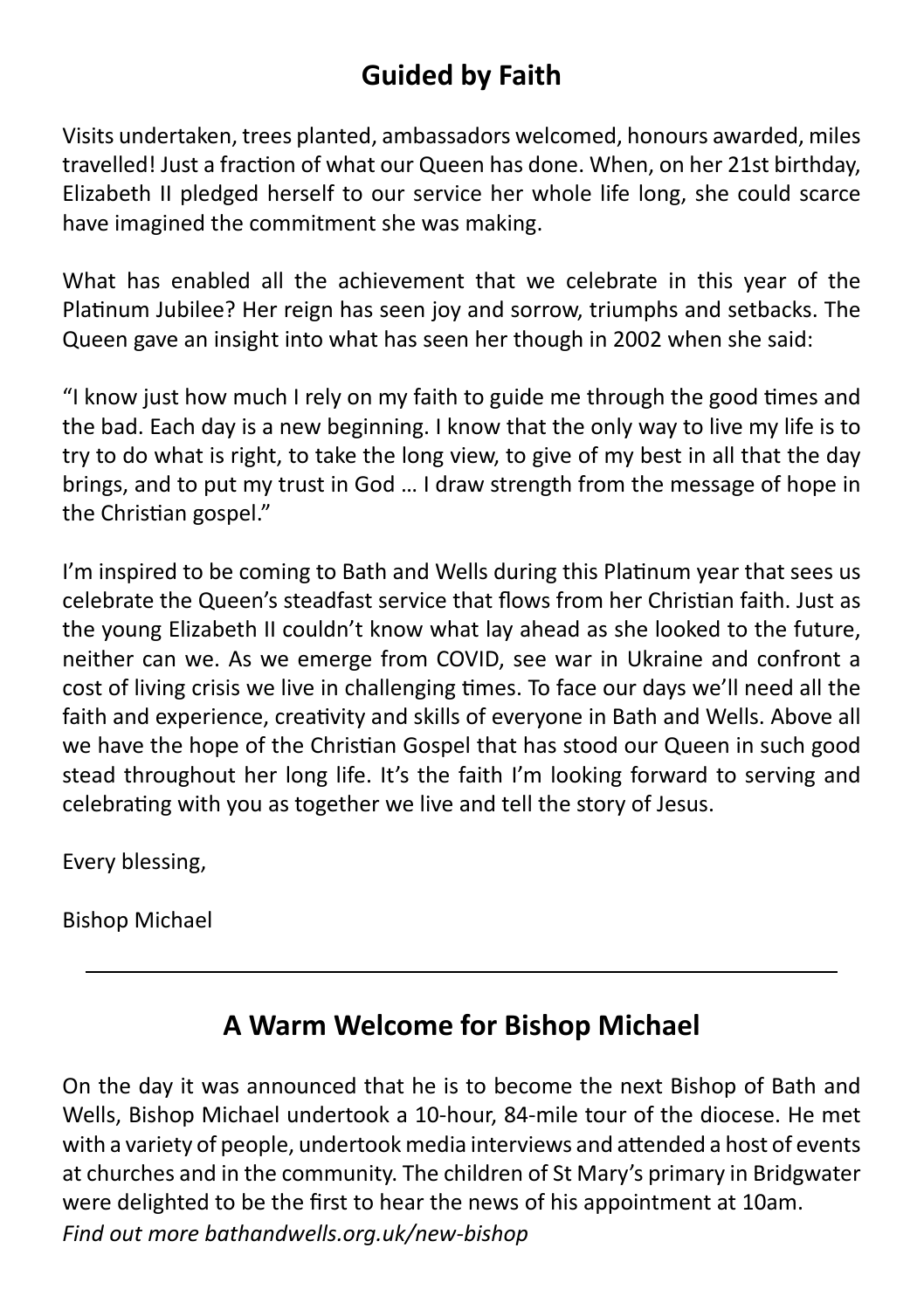## Guided by Faith

Visits undertaken, trees planted, ambassadors welcomed, honours awarded, miles travelled! Just a fraction of what our Queen has done. When, on her 21st birthday, Elizabeth II pledged herself to our service her whole life long, she could scarce have imagined the commitment she was making.

What has enabled all the achievement that we celebrate in this year of the Platinum Jubilee? Her reign has seen joy and sorrow, triumphs and setbacks. The Queen gave an insight into what has seen her though in 2002 when she said:

"I know just how much I rely on my faith to guide me through the good times and the bad. Each day is a new beginning. I know that the only way to live my life is to try to do what is right, to take the long view, to give of my best in all that the day brings, and to put my trust in God … I draw strength from the message of hope in the Christian gospel."

I'm inspired to be coming to Bath and Wells during this Platinum year that sees us celebrate the Queen's steadfast service that flows from her Christian faith. Just as the young Elizabeth II couldn't know what lay ahead as she looked to the future, neither can we. As we emerge from COVID, see war in Ukraine and confront a cost of living crisis we live in challenging times. To face our days we'll need all the faith and experience, creativity and skills of everyone in Bath and Wells. Above all we have the hope of the Christian Gospel that has stood our Queen in such good stead throughout her long life. It's the faith I'm looking forward to serving and celebrating with you as together we live and tell the story of Jesus.

Every blessing,

Bishop Michael

---

## A Warm Welcome for Bishop Michael

On the day it was announced that he is to become the next Bishop of Bath and Wells, Bishop Michael undertook a 10-hour, 84-mile tour of the diocese. He met with a variety of people, undertook media interviews and attended a host of events at churches and in the community. The children of St Mary's primary in Bridgwater were delighted to be the first to hear the news of his appointment at 10am.
*Find out more bathandwells.org.uk/new-bishop*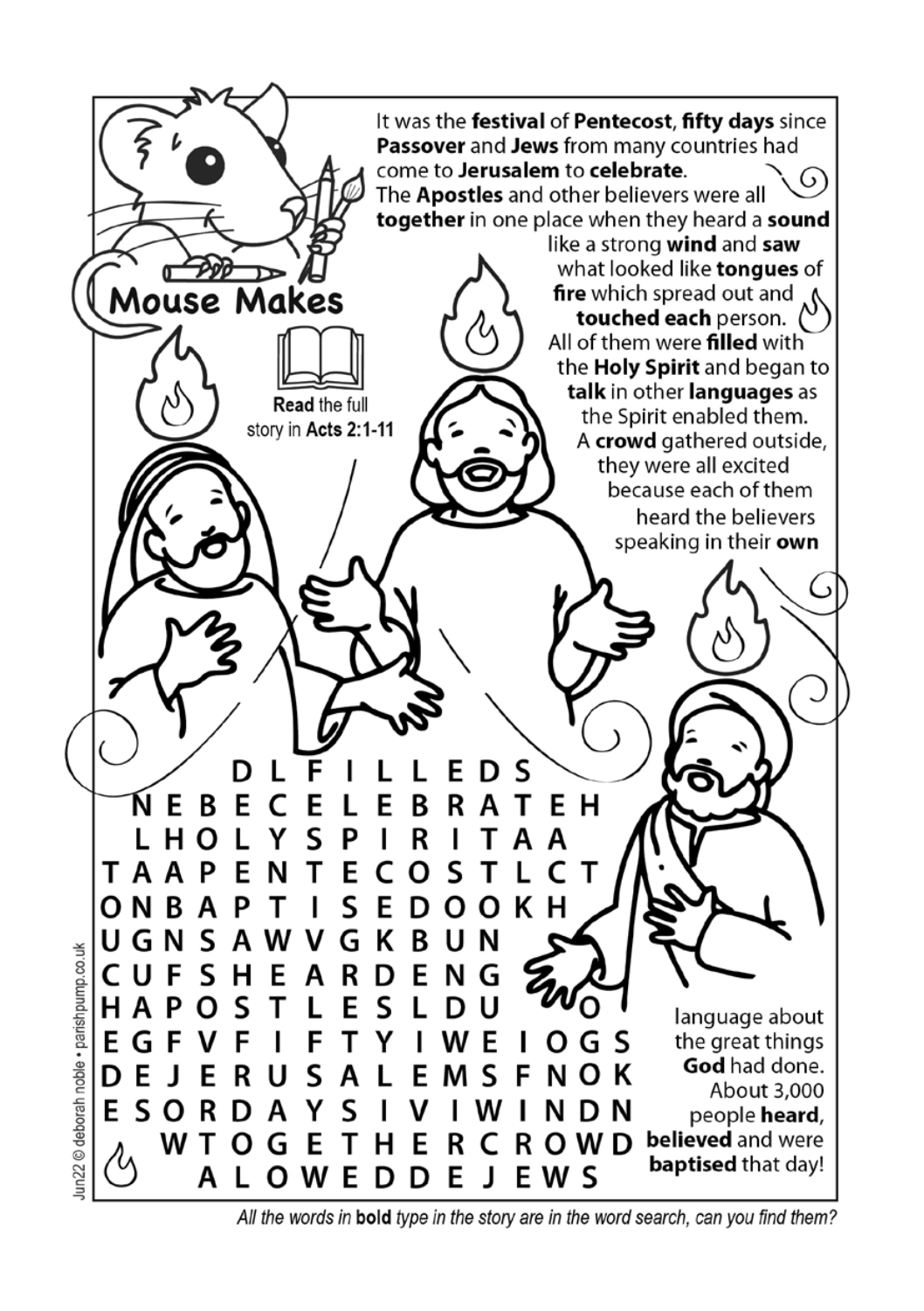# Mouse Makes

It was the **festival** of **Pentecost**, **fifty days** since **Passover** and **Jews** from many countries had come to **Jerusalem** to **celebrate**.

The **Apostles** and other believers were all **together** in one place when they heard a **sound** like a strong **wind** and **saw** what looked like **tongues** of **fire** which spread out and **touched each** person.

All of them were **filled** with the **Holy Spirit** and began to **talk** in other **languages** as the Spirit enabled them.

A **crowd** gathered outside, they were all excited because each of them heard the believers speaking in their **own** language about the great things **God** had done.

About 3,000 people **heard**, **believed** and were **baptised** that day!

**Read** the full story in **Acts 2:1-11**

```
    D L F I L L E D S
  N E B E C E L E B R A T E H
  L H O L Y S P I R I T A A
T A A P E N T E C O S T L C T
O N B A P T I S E D O O K H
U G N S A W V G K B U N
C U F S H E A R D E N G
H A P O S T L E S L D U   O
E G F V F I F T Y I W E I O G S
D E J E R U S A L E M S F N O K
E S O R D A Y S I V I W I N D N
  W T O G E T H E R C R O W D
    A L O W E D D E J E W S
```

*All the words in **bold** type in the story are in the word search, can you find them?*

Jun22 © deborah noble • parishpump.co.uk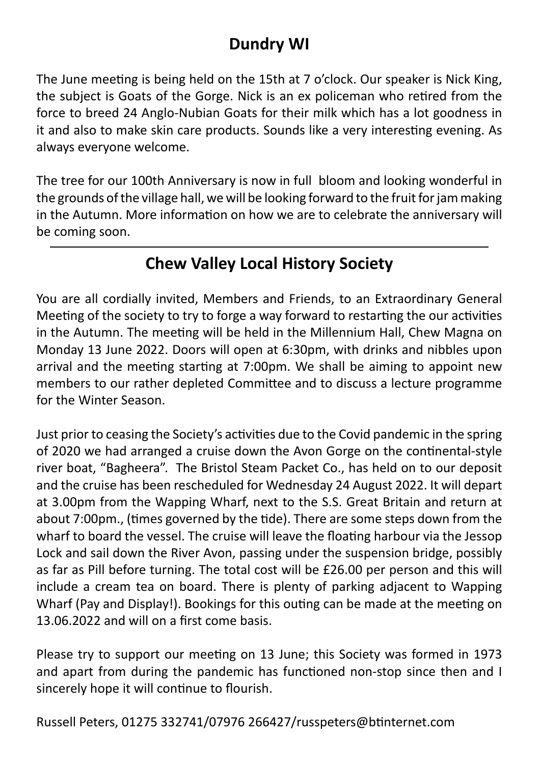## Dundry WI

The June meeting is being held on the 15th at 7 o'clock. Our speaker is Nick King, the subject is Goats of the Gorge. Nick is an ex policeman who retired from the force to breed 24 Anglo-Nubian Goats for their milk which has a lot goodness in it and also to make skin care products. Sounds like a very interesting evening. As always everyone welcome.

The tree for our 100th Anniversary is now in full bloom and looking wonderful in the grounds of the village hall, we will be looking forward to the fruit for jam making in the Autumn. More information on how we are to celebrate the anniversary will be coming soon.

---

## Chew Valley Local History Society

You are all cordially invited, Members and Friends, to an Extraordinary General Meeting of the society to try to forge a way forward to restarting the our activities in the Autumn. The meeting will be held in the Millennium Hall, Chew Magna on Monday 13 June 2022. Doors will open at 6:30pm, with drinks and nibbles upon arrival and the meeting starting at 7:00pm. We shall be aiming to appoint new members to our rather depleted Committee and to discuss a lecture programme for the Winter Season.

Just prior to ceasing the Society's activities due to the Covid pandemic in the spring of 2020 we had arranged a cruise down the Avon Gorge on the continental-style river boat, "Bagheera". The Bristol Steam Packet Co., has held on to our deposit and the cruise has been rescheduled for Wednesday 24 August 2022. It will depart at 3.00pm from the Wapping Wharf, next to the S.S. Great Britain and return at about 7:00pm., (times governed by the tide). There are some steps down from the wharf to board the vessel. The cruise will leave the floating harbour via the Jessop Lock and sail down the River Avon, passing under the suspension bridge, possibly as far as Pill before turning. The total cost will be £26.00 per person and this will include a cream tea on board. There is plenty of parking adjacent to Wapping Wharf (Pay and Display!). Bookings for this outing can be made at the meeting on 13.06.2022 and will on a first come basis.

Please try to support our meeting on 13 June; this Society was formed in 1973 and apart from during the pandemic has functioned non-stop since then and I sincerely hope it will continue to flourish.

Russell Peters, 01275 332741/07976 266427/russpeters@btinternet.com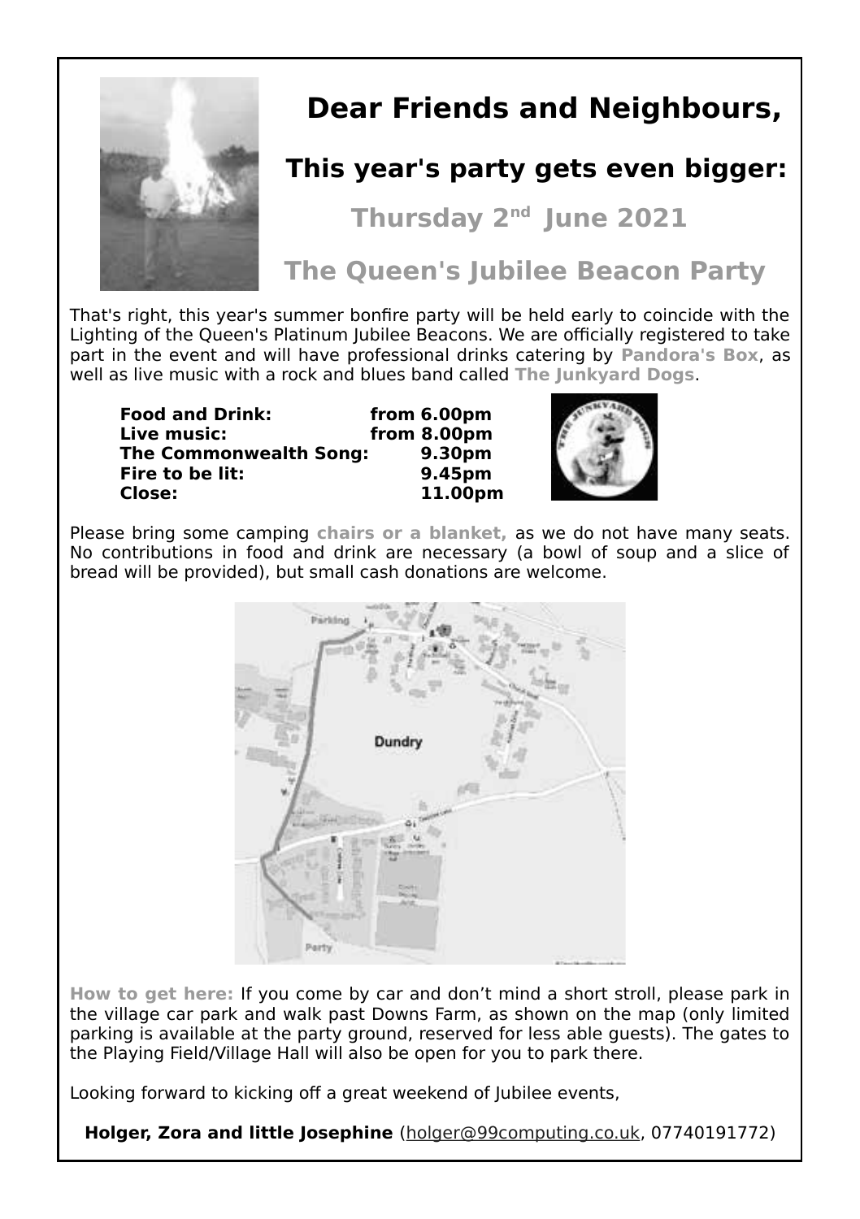# Dear Friends and Neighbours,

## This year's party gets even bigger:

## Thursday 2nd June 2021

## The Queen's Jubilee Beacon Party

That's right, this year's summer bonfire party will be held early to coincide with the Lighting of the Queen's Platinum Jubilee Beacons. We are officially registered to take part in the event and will have professional drinks catering by **Pandora's Box**, as well as live music with a rock and blues band called **The Junkyard Dogs**.

| | |
|---|---|
| **Food and Drink:** | **from 6.00pm** |
| **Live music:** | **from 8.00pm** |
| **The Commonwealth Song:** | **9.30pm** |
| **Fire to be lit:** | **9.45pm** |
| **Close:** | **11.00pm** |

Please bring some camping **chairs or a blanket,** as we do not have many seats. No contributions in food and drink are necessary (a bowl of soup and a slice of bread will be provided), but small cash donations are welcome.

**How to get here:** If you come by car and don't mind a short stroll, please park in the village car park and walk past Downs Farm, as shown on the map (only limited parking is available at the party ground, reserved for less able guests). The gates to the Playing Field/Village Hall will also be open for you to park there.

Looking forward to kicking off a great weekend of Jubilee events,

**Holger, Zora and little Josephine** (holger@99computing.co.uk, 07740191772)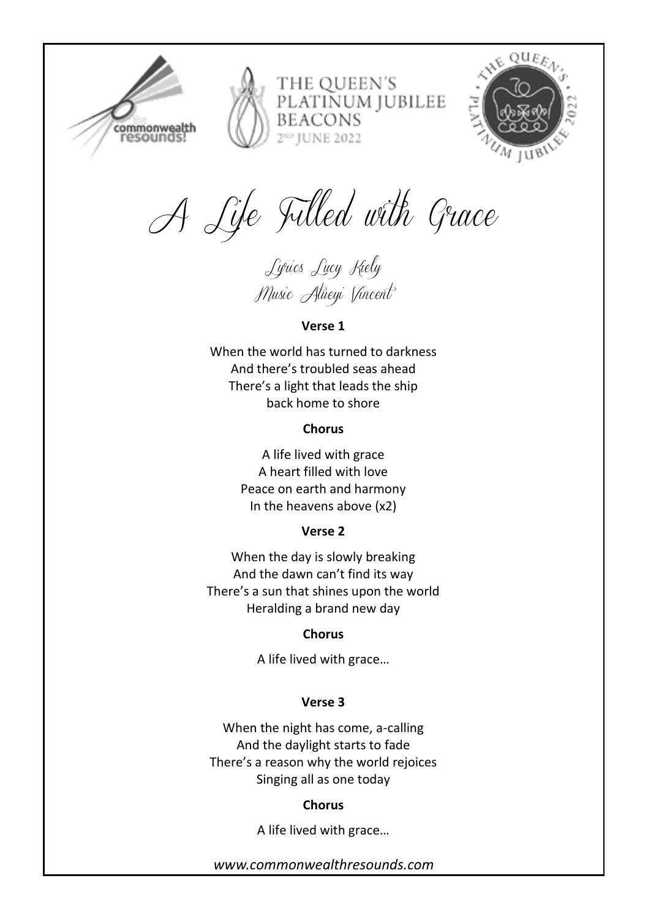THE QUEEN'S PLATINUM JUBILEE BEACONS
2ND JUNE 2022

# A Life Filled with Grace

Lyrics Lucy Kiely
Music Atiiyi Vincent

**Verse 1**

When the world has turned to darkness
And there's troubled seas ahead
There's a light that leads the ship
back home to shore

**Chorus**

A life lived with grace
A heart filled with love
Peace on earth and harmony
In the heavens above (x2)

**Verse 2**

When the day is slowly breaking
And the dawn can't find its way
There's a sun that shines upon the world
Heralding a brand new day

**Chorus**

A life lived with grace…

**Verse 3**

When the night has come, a-calling
And the daylight starts to fade
There's a reason why the world rejoices
Singing all as one today

**Chorus**

A life lived with grace…

*www.commonwealthresounds.com*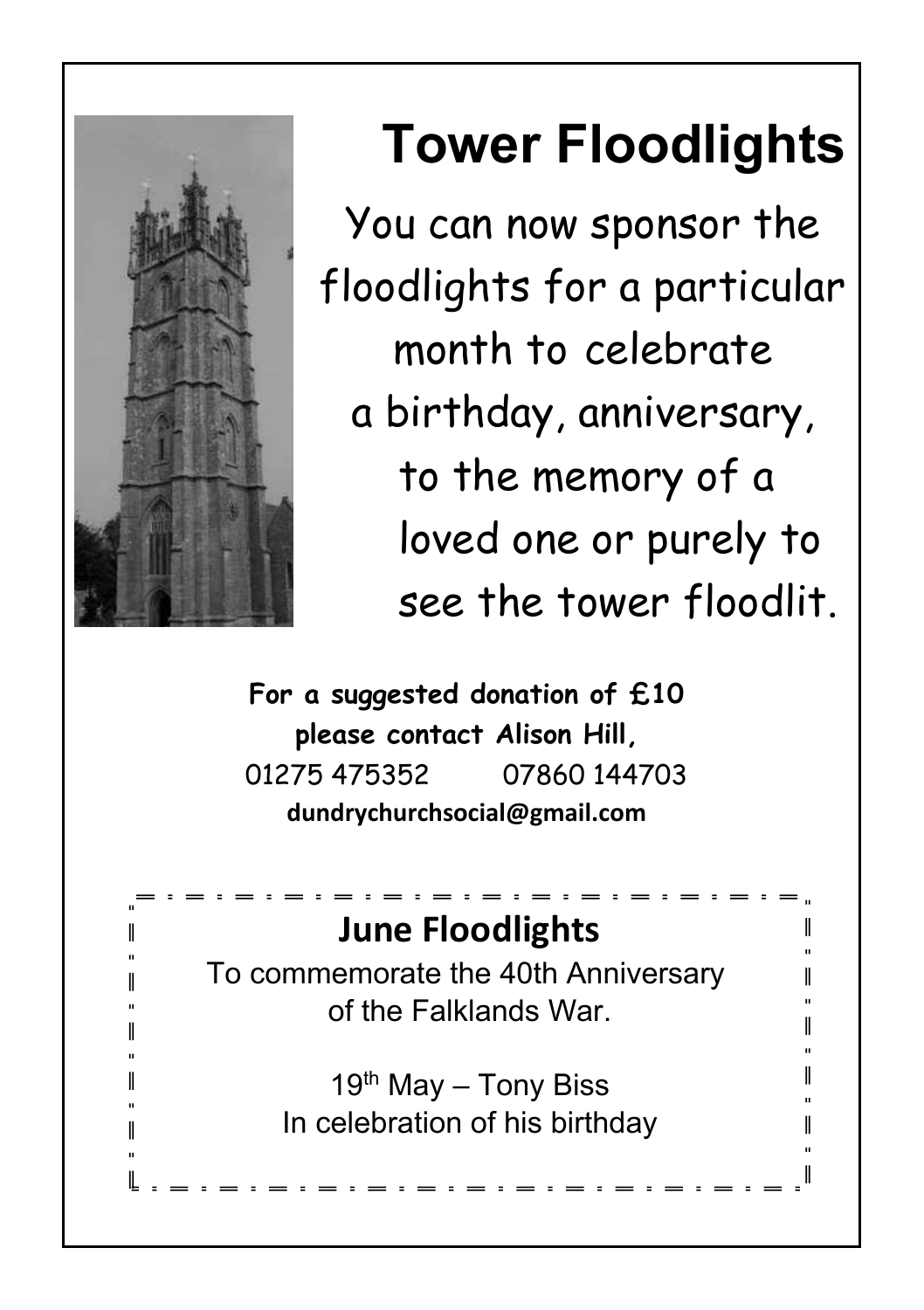# Tower Floodlights

You can now sponsor the floodlights for a particular month to celebrate a birthday, anniversary, to the memory of a loved one or purely to see the tower floodlit.

**For a suggested donation of £10 please contact Alison Hill,**
01275 475352 07860 144703
**dundrychurchsocial@gmail.com**

## June Floodlights

To commemorate the 40th Anniversary of the Falklands War.

19th May – Tony Biss
In celebration of his birthday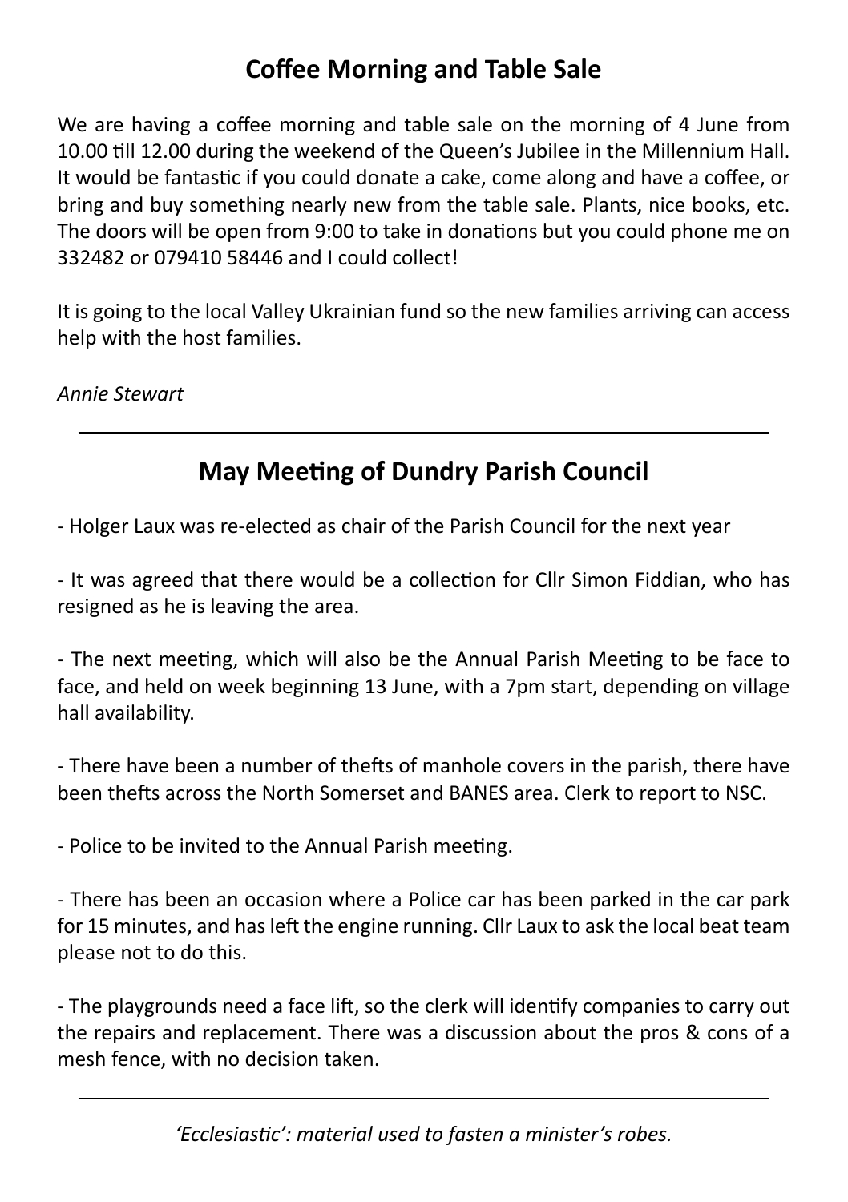## Coffee Morning and Table Sale

We are having a coffee morning and table sale on the morning of 4 June from 10.00 till 12.00 during the weekend of the Queen's Jubilee in the Millennium Hall. It would be fantastic if you could donate a cake, come along and have a coffee, or bring and buy something nearly new from the table sale. Plants, nice books, etc. The doors will be open from 9:00 to take in donations but you could phone me on 332482 or 079410 58446 and I could collect!

It is going to the local Valley Ukrainian fund so the new families arriving can access help with the host families.

*Annie Stewart*

---

## May Meeting of Dundry Parish Council

- Holger Laux was re-elected as chair of the Parish Council for the next year

- It was agreed that there would be a collection for Cllr Simon Fiddian, who has resigned as he is leaving the area.

- The next meeting, which will also be the Annual Parish Meeting to be face to face, and held on week beginning 13 June, with a 7pm start, depending on village hall availability.

- There have been a number of thefts of manhole covers in the parish, there have been thefts across the North Somerset and BANES area. Clerk to report to NSC.

- Police to be invited to the Annual Parish meeting.

- There has been an occasion where a Police car has been parked in the car park for 15 minutes, and has left the engine running. Cllr Laux to ask the local beat team please not to do this.

- The playgrounds need a face lift, so the clerk will identify companies to carry out the repairs and replacement. There was a discussion about the pros & cons of a mesh fence, with no decision taken.

---

*'Ecclesiastic': material used to fasten a minister's robes.*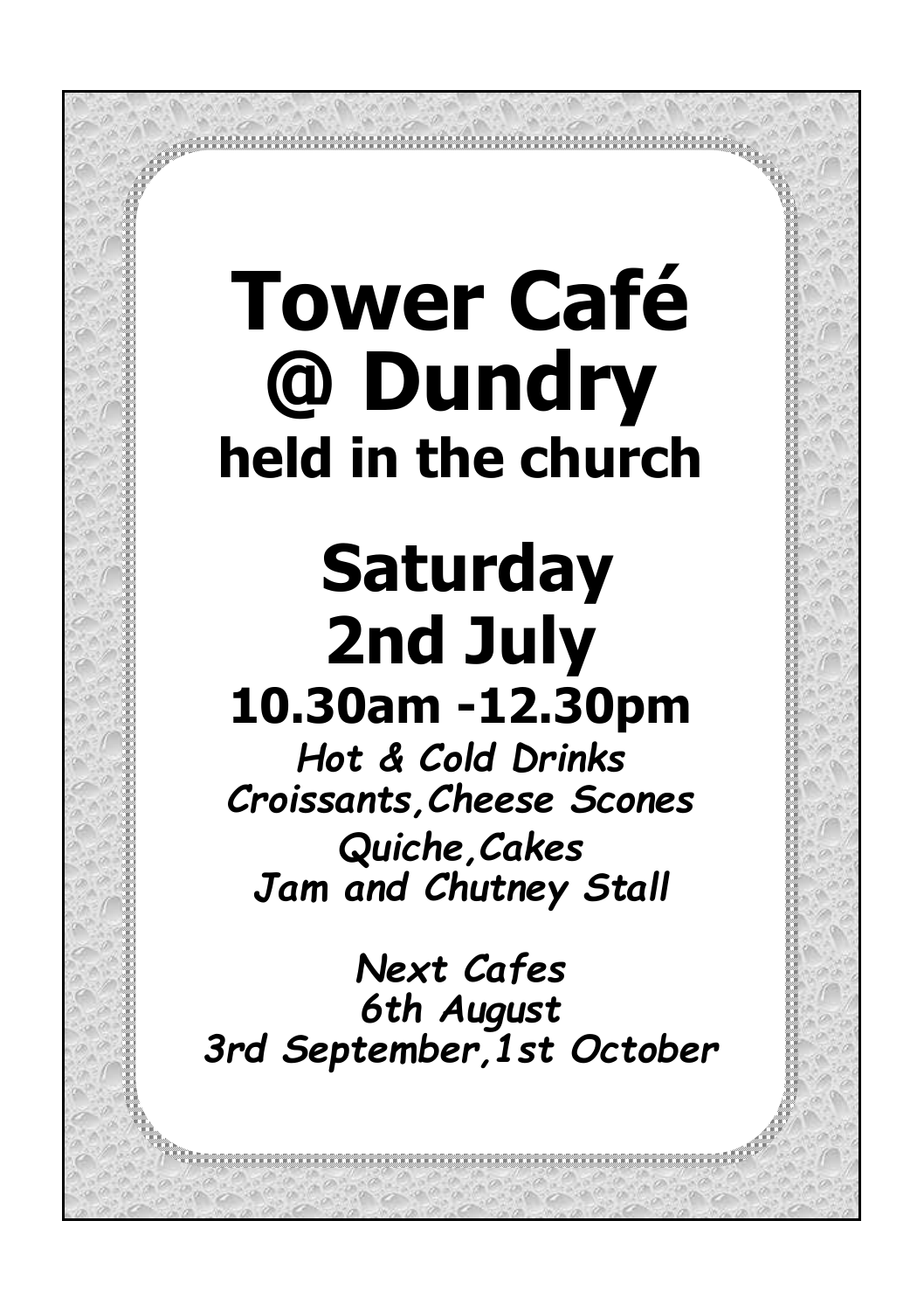# Tower Café @ Dundry

## held in the church

# Saturday 2nd July

## 10.30am -12.30pm

***Hot & Cold Drinks***
***Croissants,Cheese Scones***
***Quiche,Cakes***
***Jam and Chutney Stall***

***Next Cafes***
***6th August***
***3rd September,1st October***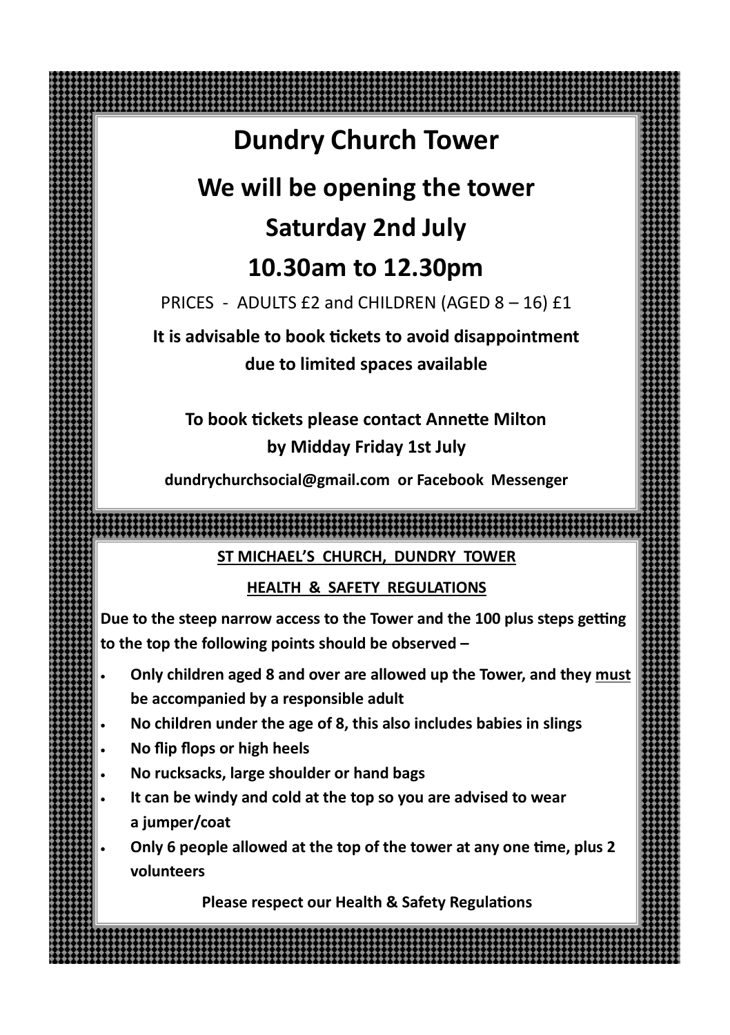# Dundry Church Tower

## We will be opening the tower

## Saturday 2nd July

## 10.30am to 12.30pm

PRICES - ADULTS £2 and CHILDREN (AGED 8 – 16) £1

**It is advisable to book tickets to avoid disappointment due to limited spaces available**

**To book tickets please contact Annette Milton by Midday Friday 1st July**

**dundrychurchsocial@gmail.com or Facebook Messenger**

---

**ST MICHAEL'S CHURCH, DUNDRY TOWER**

**HEALTH & SAFETY REGULATIONS**

**Due to the steep narrow access to the Tower and the 100 plus steps getting to the top the following points should be observed –**

- **Only children aged 8 and over are allowed up the Tower, and they must be accompanied by a responsible adult**
- **No children under the age of 8, this also includes babies in slings**
- **No flip flops or high heels**
- **No rucksacks, large shoulder or hand bags**
- **It can be windy and cold at the top so you are advised to wear a jumper/coat**
- **Only 6 people allowed at the top of the tower at any one time, plus 2 volunteers**

**Please respect our Health & Safety Regulations**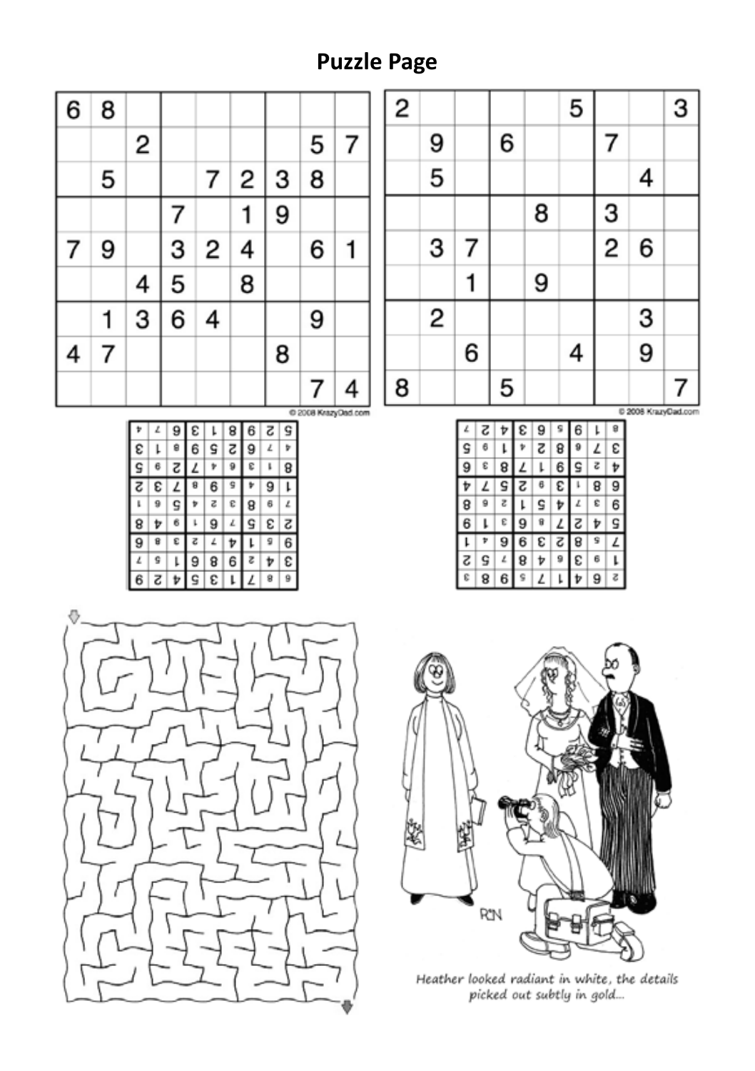# Puzzle Page

| | | | | | | | | |
|---|---|---|---|---|---|---|---|---|
| 6 | 8 | | | | | | | |
| | | 2 | | | | | 5 | 7 |
| | 5 | | | 7 | 2 | 3 | 8 | |
| | | | 7 | | 1 | 9 | | |
| 7 | 9 | | 3 | 2 | 4 | | 6 | 1 |
| | | 4 | 5 | | 8 | | | |
| | 1 | 3 | 6 | 4 | | | 9 | |
| 4 | 7 | | | | | 8 | | |
| | | | | | | | 7 | 4 |

© 2008 KrazyDad.com

| | | | | | | | | |
|---|---|---|---|---|---|---|---|---|
| 2 | | | | | 5 | | | 3 |
| | 9 | | 6 | | | 7 | | |
| | 5 | | | | | | 4 | |
| | | | | 8 | | 3 | | |
| | 3 | 7 | | | | 2 | 6 | |
| | | 1 | | 9 | | | | |
| | 2 | | | | | | 3 | |
| | | 6 | | | 4 | | 9 | |
| 8 | | | 5 | | | | | 7 |

© 2008 KrazyDad.com

*Heather looked radiant in white, the details picked out subtly in gold...*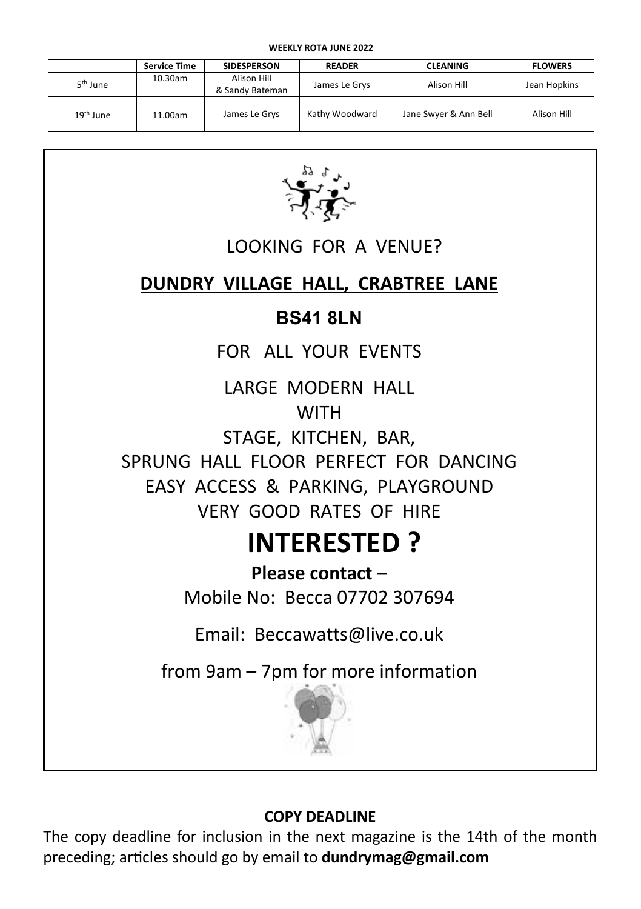**WEEKLY ROTA JUNE 2022**

| | Service Time | SIDESPERSON | READER | CLEANING | FLOWERS |
|---|---|---|---|---|---|
| 5th June | 10.30am | Alison Hill & Sandy Bateman | James Le Grys | Alison Hill | Jean Hopkins |
| 19th June | 11.00am | James Le Grys | Kathy Woodward | Jane Swyer & Ann Bell | Alison Hill |

LOOKING FOR A VENUE?

**DUNDRY VILLAGE HALL, CRABTREE LANE**

**BS41 8LN**

FOR ALL YOUR EVENTS

LARGE MODERN HALL
WITH
STAGE, KITCHEN, BAR,
SPRUNG HALL FLOOR PERFECT FOR DANCING
EASY ACCESS & PARKING, PLAYGROUND
VERY GOOD RATES OF HIRE

# INTERESTED ?

**Please contact –**

Mobile No: Becca 07702 307694

Email: Beccawatts@live.co.uk

from 9am – 7pm for more information

**COPY DEADLINE**

The copy deadline for inclusion in the next magazine is the 14th of the month preceding; articles should go by email to **dundrymag@gmail.com**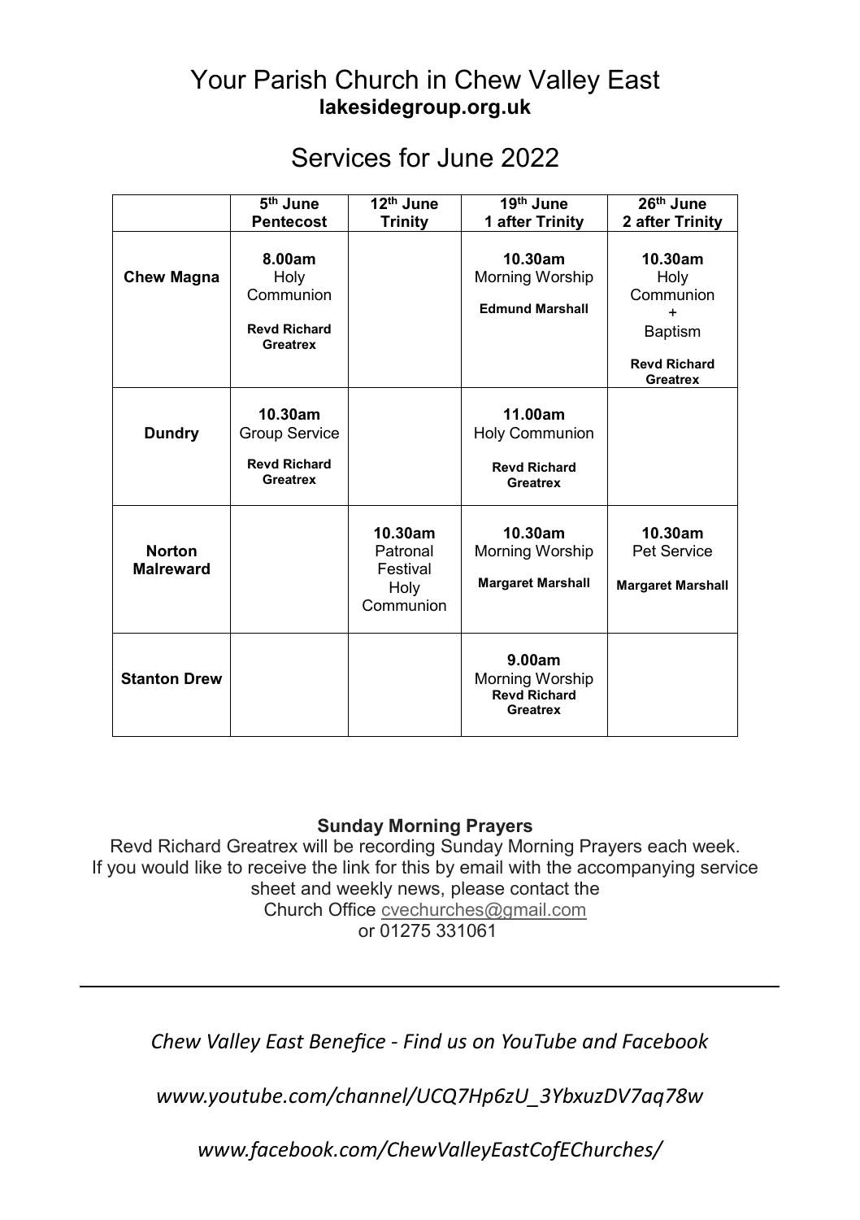# Your Parish Church in Chew Valley East

**lakesidegroup.org.uk**

## Services for June 2022

| | 5th June **Pentecost** | 12th June **Trinity** | 19th June **1 after Trinity** | 26th June **2 after Trinity** |
|---|---|---|---|---|
| **Chew Magna** | **8.00am** Holy Communion **Revd Richard Greatrex** | | **10.30am** Morning Worship **Edmund Marshall** | **10.30am** Holy Communion + Baptism **Revd Richard Greatrex** |
| **Dundry** | **10.30am** Group Service **Revd Richard Greatrex** | | **11.00am** Holy Communion **Revd Richard Greatrex** | |
| **Norton Malreward** | | **10.30am** Patronal Festival Holy Communion | **10.30am** Morning Worship **Margaret Marshall** | **10.30am** Pet Service **Margaret Marshall** |
| **Stanton Drew** | | | **9.00am** Morning Worship **Revd Richard Greatrex** | |

**Sunday Morning Prayers**

Revd Richard Greatrex will be recording Sunday Morning Prayers each week. If you would like to receive the link for this by email with the accompanying service sheet and weekly news, please contact the Church Office cvechurches@gmail.com or 01275 331061

---

*Chew Valley East Benefice - Find us on YouTube and Facebook*

*www.youtube.com/channel/UCQ7Hp6zU_3YbxuzDV7aq78w*

*www.facebook.com/ChewValleyEastCofEChurches/*